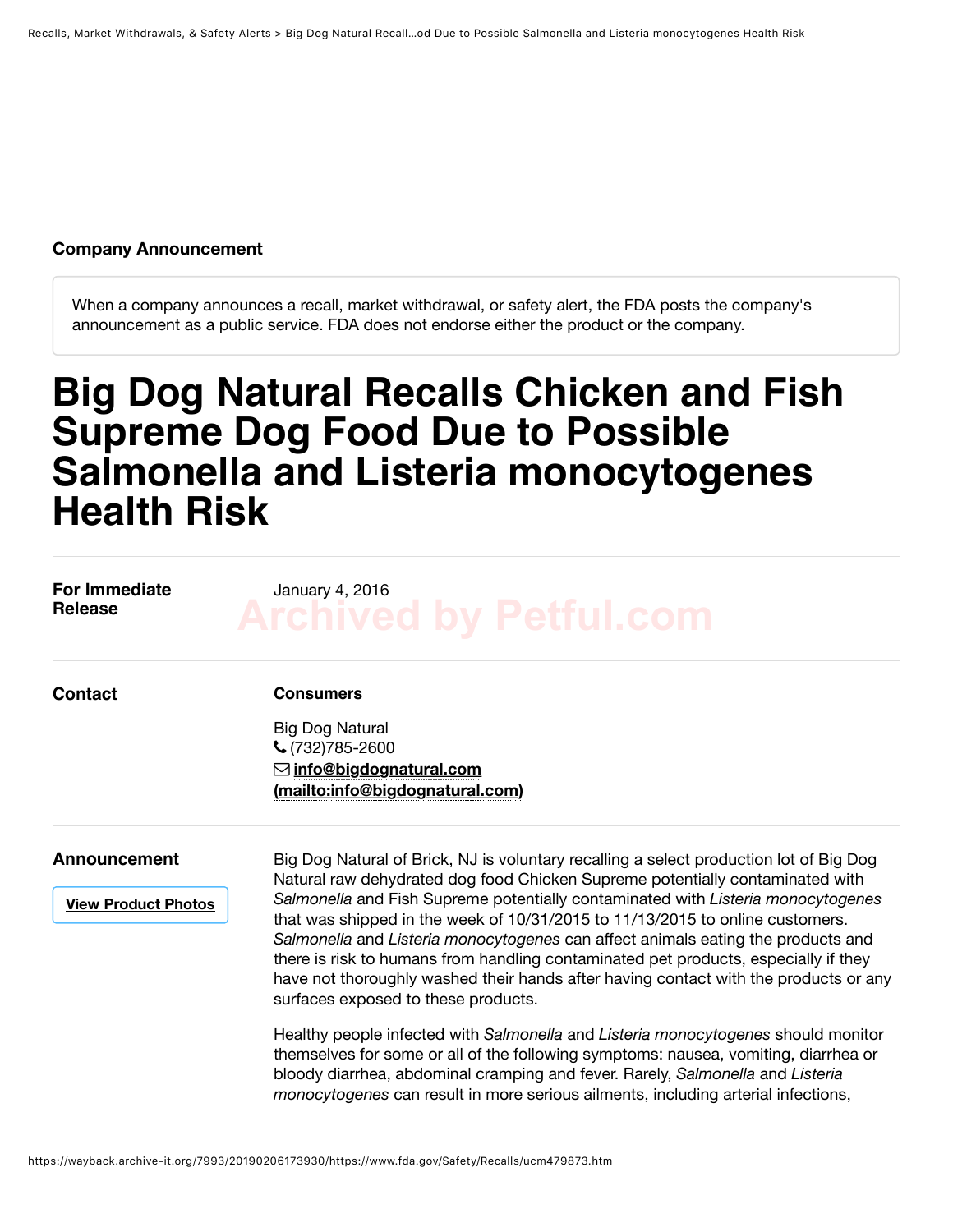**Company Announcement**

When a company announces a recall, market withdrawal, or safety alert, the FDA posts the company's announcement as a public service. FDA does not endorse either the product or the company.

# Big Dog Natural Recalls Chicken and Fish Supreme Dog Food Due to Possible Salmonella and Listeria monocytogenes Health Risk

**For Immediate Release**

January 4, 2016

**Contact**

**Consumers**

Big Dog Natural
(732)785-2600
**info@bigdognatural.com (mailto:info@bigdognatural.com)**

**Announcement**

**View Product Photos**

Big Dog Natural of Brick, NJ is voluntary recalling a select production lot of Big Dog Natural raw dehydrated dog food Chicken Supreme potentially contaminated with *Salmonella* and Fish Supreme potentially contaminated with *Listeria monocytogenes* that was shipped in the week of 10/31/2015 to 11/13/2015 to online customers. *Salmonella* and *Listeria monocytogenes* can affect animals eating the products and there is risk to humans from handling contaminated pet products, especially if they have not thoroughly washed their hands after having contact with the products or any surfaces exposed to these products.

Healthy people infected with *Salmonella* and *Listeria monocytogenes* should monitor themselves for some or all of the following symptoms: nausea, vomiting, diarrhea or bloody diarrhea, abdominal cramping and fever. Rarely, *Salmonella* and *Listeria monocytogenes* can result in more serious ailments, including arterial infections,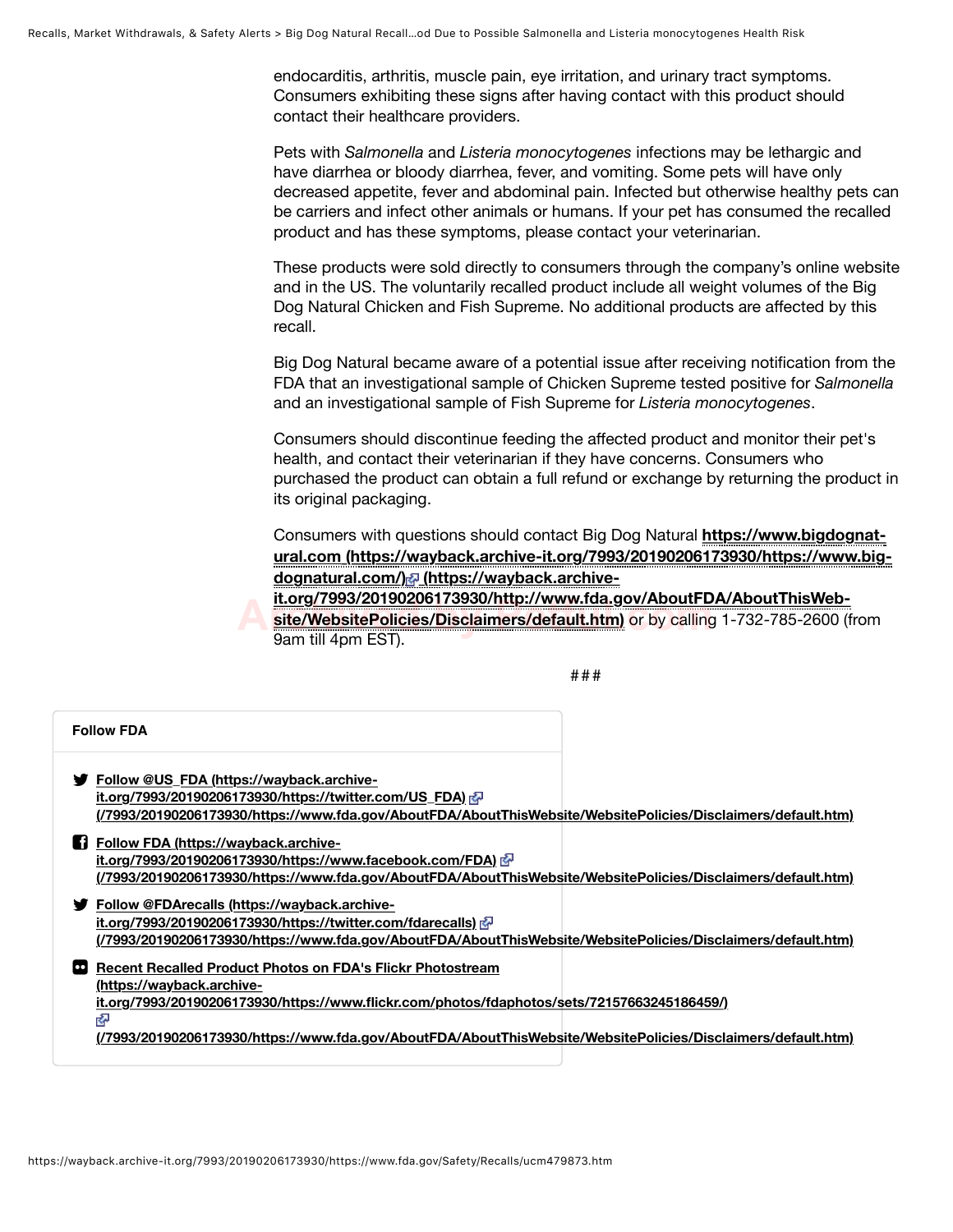endocarditis, arthritis, muscle pain, eye irritation, and urinary tract symptoms. Consumers exhibiting these signs after having contact with this product should contact their healthcare providers.

Pets with *Salmonella* and *Listeria monocytogenes* infections may be lethargic and have diarrhea or bloody diarrhea, fever, and vomiting. Some pets will have only decreased appetite, fever and abdominal pain. Infected but otherwise healthy pets can be carriers and infect other animals or humans. If your pet has consumed the recalled product and has these symptoms, please contact your veterinarian.

These products were sold directly to consumers through the company's online website and in the US. The voluntarily recalled product include all weight volumes of the Big Dog Natural Chicken and Fish Supreme. No additional products are affected by this recall.

Big Dog Natural became aware of a potential issue after receiving notification from the FDA that an investigational sample of Chicken Supreme tested positive for *Salmonella* and an investigational sample of Fish Supreme for *Listeria monocytogenes*.

Consumers should discontinue feeding the affected product and monitor their pet's health, and contact their veterinarian if they have concerns. Consumers who purchased the product can obtain a full refund or exchange by returning the product in its original packaging.

Consumers with questions should contact Big Dog Natural **https://www.bigdognatural.com (https://wayback.archive-it.org/7993/20190206173930/https://www.bigdognatural.com/) (https://wayback.archive-it.org/7993/20190206173930/http://www.fda.gov/AboutFDA/AboutThisWebsite/WebsitePolicies/Disclaimers/default.htm)** or by calling 1-732-785-2600 (from 9am till 4pm EST).

###

**Follow FDA**

- **Follow @US_FDA (https://wayback.archive-it.org/7993/20190206173930/https://twitter.com/US_FDA) (/7993/20190206173930/https://www.fda.gov/AboutFDA/AboutThisWebsite/WebsitePolicies/Disclaimers/default.htm)**
- **Follow FDA (https://wayback.archive-it.org/7993/20190206173930/https://www.facebook.com/FDA) (/7993/20190206173930/https://www.fda.gov/AboutFDA/AboutThisWebsite/WebsitePolicies/Disclaimers/default.htm)**
- **Follow @FDArecalls (https://wayback.archive-it.org/7993/20190206173930/https://twitter.com/fdarecalls) (/7993/20190206173930/https://www.fda.gov/AboutFDA/AboutThisWebsite/WebsitePolicies/Disclaimers/default.htm)**
- **Recent Recalled Product Photos on FDA's Flickr Photostream (https://wayback.archive-it.org/7993/20190206173930/https://www.flickr.com/photos/fdaphotos/sets/72157663245186459/) (/7993/20190206173930/https://www.fda.gov/AboutFDA/AboutThisWebsite/WebsitePolicies/Disclaimers/default.htm)**